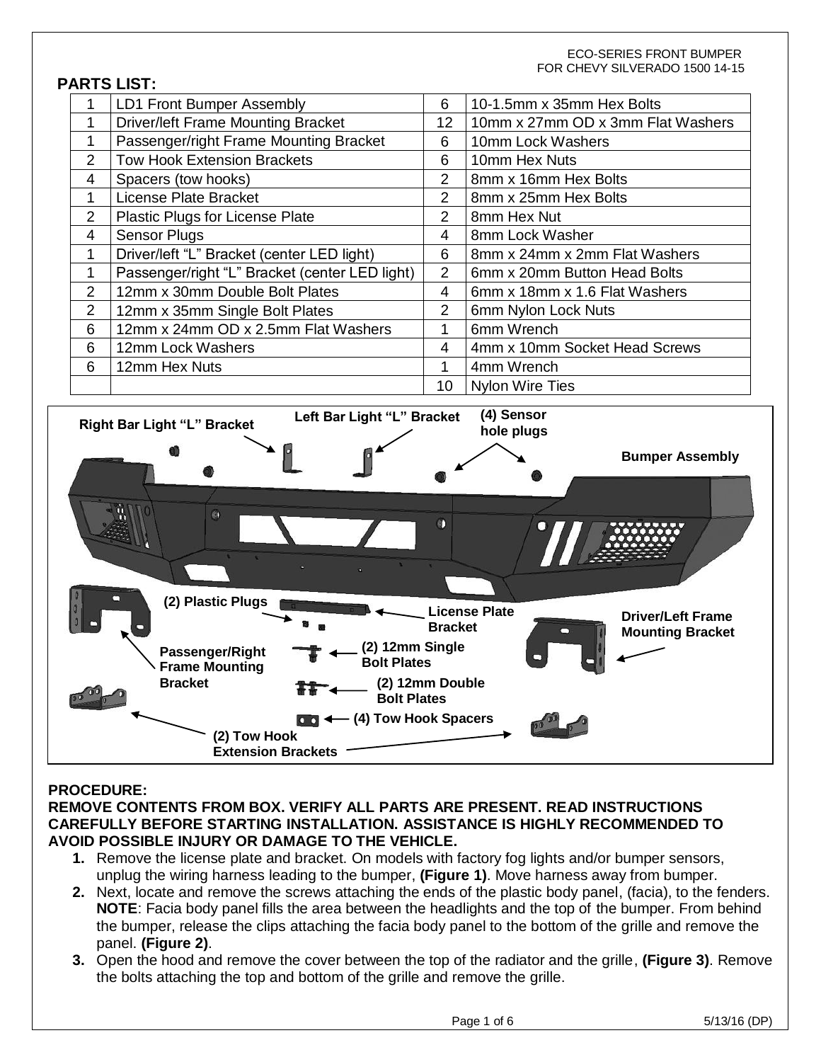ECO-SERIES FRONT BUMPER
FOR CHEVY SILVERADO 1500 14-15

## PARTS LIST:

| | | | |
|---|---|---|---|
| 1 | LD1 Front Bumper Assembly | 6 | 10-1.5mm x 35mm Hex Bolts |
| 1 | Driver/left Frame Mounting Bracket | 12 | 10mm x 27mm OD x 3mm Flat Washers |
| 1 | Passenger/right Frame Mounting Bracket | 6 | 10mm Lock Washers |
| 2 | Tow Hook Extension Brackets | 6 | 10mm Hex Nuts |
| 4 | Spacers (tow hooks) | 2 | 8mm x 16mm Hex Bolts |
| 1 | License Plate Bracket | 2 | 8mm x 25mm Hex Bolts |
| 2 | Plastic Plugs for License Plate | 2 | 8mm Hex Nut |
| 4 | Sensor Plugs | 4 | 8mm Lock Washer |
| 1 | Driver/left "L" Bracket (center LED light) | 6 | 8mm x 24mm x 2mm Flat Washers |
| 1 | Passenger/right "L" Bracket (center LED light) | 2 | 6mm x 20mm Button Head Bolts |
| 2 | 12mm x 30mm Double Bolt Plates | 4 | 6mm x 18mm x 1.6 Flat Washers |
| 2 | 12mm x 35mm Single Bolt Plates | 2 | 6mm Nylon Lock Nuts |
| 6 | 12mm x 24mm OD x 2.5mm Flat Washers | 1 | 6mm Wrench |
| 6 | 12mm Lock Washers | 4 | 4mm x 10mm Socket Head Screws |
| 6 | 12mm Hex Nuts | 1 | 4mm Wrench |
| | | 10 | Nylon Wire Ties |

Right Bar Light "L" Bracket
Left Bar Light "L" Bracket
(4) Sensor hole plugs
Bumper Assembly
(2) Plastic Plugs
License Plate Bracket
Driver/Left Frame Mounting Bracket
Passenger/Right Frame Mounting Bracket
(2) 12mm Single Bolt Plates
(2) 12mm Double Bolt Plates
(4) Tow Hook Spacers
(2) Tow Hook Extension Brackets

## PROCEDURE:

**REMOVE CONTENTS FROM BOX. VERIFY ALL PARTS ARE PRESENT. READ INSTRUCTIONS CAREFULLY BEFORE STARTING INSTALLATION. ASSISTANCE IS HIGHLY RECOMMENDED TO AVOID POSSIBLE INJURY OR DAMAGE TO THE VEHICLE.**

1. Remove the license plate and bracket. On models with factory fog lights and/or bumper sensors, unplug the wiring harness leading to the bumper, **(Figure 1)**. Move harness away from bumper.
2. Next, locate and remove the screws attaching the ends of the plastic body panel, (facia), to the fenders. **NOTE**: Facia body panel fills the area between the headlights and the top of the bumper. From behind the bumper, release the clips attaching the facia body panel to the bottom of the grille and remove the panel. **(Figure 2)**.
3. Open the hood and remove the cover between the top of the radiator and the grille, **(Figure 3)**. Remove the bolts attaching the top and bottom of the grille and remove the grille.

5/13/16 (DP)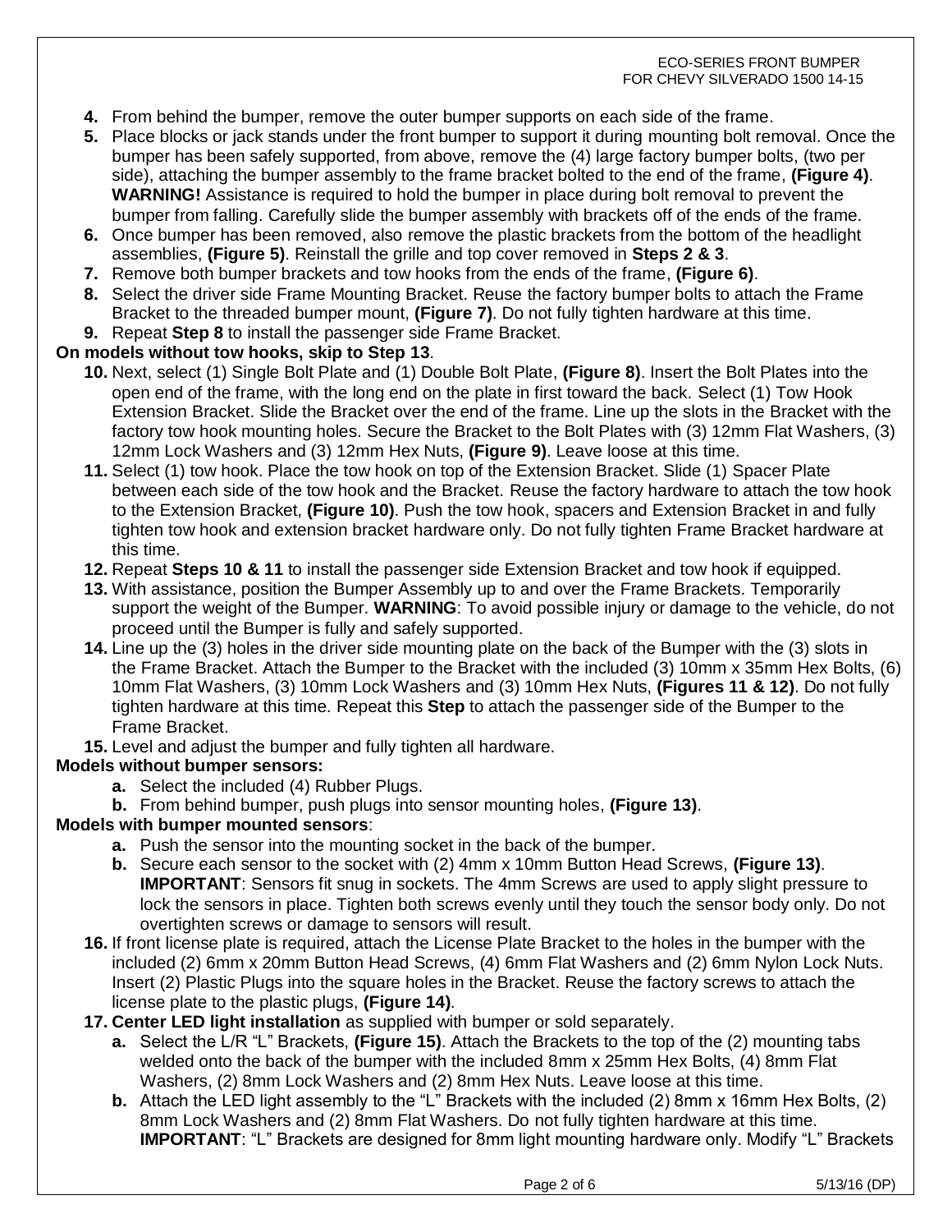4. From behind the bumper, remove the outer bumper supports on each side of the frame.
5. Place blocks or jack stands under the front bumper to support it during mounting bolt removal. Once the bumper has been safely supported, from above, remove the (4) large factory bumper bolts, (two per side), attaching the bumper assembly to the frame bracket bolted to the end of the frame, **(Figure 4)**. **WARNING!** Assistance is required to hold the bumper in place during bolt removal to prevent the bumper from falling. Carefully slide the bumper assembly with brackets off of the ends of the frame.
6. Once bumper has been removed, also remove the plastic brackets from the bottom of the headlight assemblies, **(Figure 5)**. Reinstall the grille and top cover removed in **Steps 2 & 3**.
7. Remove both bumper brackets and tow hooks from the ends of the frame, **(Figure 6)**.
8. Select the driver side Frame Mounting Bracket. Reuse the factory bumper bolts to attach the Frame Bracket to the threaded bumper mount, **(Figure 7)**. Do not fully tighten hardware at this time.
9. Repeat **Step 8** to install the passenger side Frame Bracket.

**On models without tow hooks, skip to Step 13**.

10. Next, select (1) Single Bolt Plate and (1) Double Bolt Plate, **(Figure 8)**. Insert the Bolt Plates into the open end of the frame, with the long end on the plate in first toward the back. Select (1) Tow Hook Extension Bracket. Slide the Bracket over the end of the frame. Line up the slots in the Bracket with the factory tow hook mounting holes. Secure the Bracket to the Bolt Plates with (3) 12mm Flat Washers, (3) 12mm Lock Washers and (3) 12mm Hex Nuts, **(Figure 9)**. Leave loose at this time.
11. Select (1) tow hook. Place the tow hook on top of the Extension Bracket. Slide (1) Spacer Plate between each side of the tow hook and the Bracket. Reuse the factory hardware to attach the tow hook to the Extension Bracket, **(Figure 10)**. Push the tow hook, spacers and Extension Bracket in and fully tighten tow hook and extension bracket hardware only. Do not fully tighten Frame Bracket hardware at this time.
12. Repeat **Steps 10 & 11** to install the passenger side Extension Bracket and tow hook if equipped.
13. With assistance, position the Bumper Assembly up to and over the Frame Brackets. Temporarily support the weight of the Bumper. **WARNING**: To avoid possible injury or damage to the vehicle, do not proceed until the Bumper is fully and safely supported.
14. Line up the (3) holes in the driver side mounting plate on the back of the Bumper with the (3) slots in the Frame Bracket. Attach the Bumper to the Bracket with the included (3) 10mm x 35mm Hex Bolts, (6) 10mm Flat Washers, (3) 10mm Lock Washers and (3) 10mm Hex Nuts, **(Figures 11 & 12)**. Do not fully tighten hardware at this time. Repeat this **Step** to attach the passenger side of the Bumper to the Frame Bracket.
15. Level and adjust the bumper and fully tighten all hardware.

**Models without bumper sensors:**

a. Select the included (4) Rubber Plugs.
b. From behind bumper, push plugs into sensor mounting holes, **(Figure 13)**.

**Models with bumper mounted sensors**:

a. Push the sensor into the mounting socket in the back of the bumper.
b. Secure each sensor to the socket with (2) 4mm x 10mm Button Head Screws, **(Figure 13)**. **IMPORTANT**: Sensors fit snug in sockets. The 4mm Screws are used to apply slight pressure to lock the sensors in place. Tighten both screws evenly until they touch the sensor body only. Do not overtighten screws or damage to sensors will result.

16. If front license plate is required, attach the License Plate Bracket to the holes in the bumper with the included (2) 6mm x 20mm Button Head Screws, (4) 6mm Flat Washers and (2) 6mm Nylon Lock Nuts. Insert (2) Plastic Plugs into the square holes in the Bracket. Reuse the factory screws to attach the license plate to the plastic plugs, **(Figure 14)**.
17. **Center LED light installation** as supplied with bumper or sold separately.
    a. Select the L/R "L" Brackets, **(Figure 15)**. Attach the Brackets to the top of the (2) mounting tabs welded onto the back of the bumper with the included 8mm x 25mm Hex Bolts, (4) 8mm Flat Washers, (2) 8mm Lock Washers and (2) 8mm Hex Nuts. Leave loose at this time.
    b. Attach the LED light assembly to the "L" Brackets with the included (2) 8mm x 16mm Hex Bolts, (2) 8mm Lock Washers and (2) 8mm Flat Washers. Do not fully tighten hardware at this time. **IMPORTANT**: "L" Brackets are designed for 8mm light mounting hardware only. Modify "L" Brackets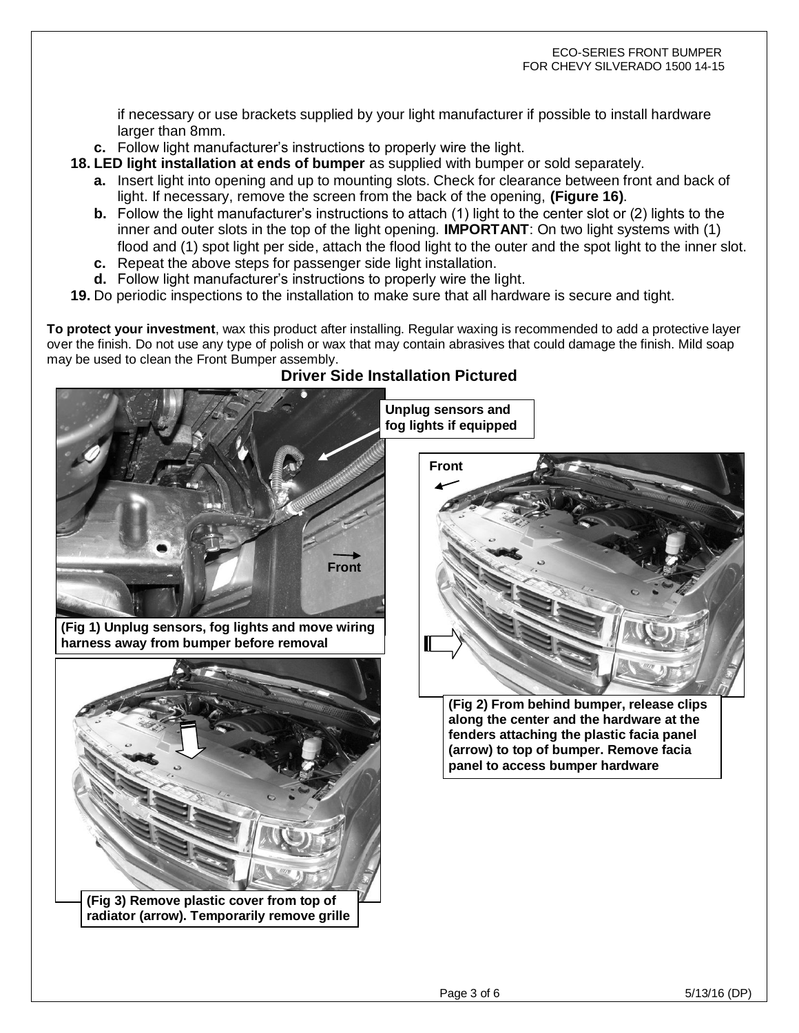if necessary or use brackets supplied by your light manufacturer if possible to install hardware larger than 8mm.

   c. Follow light manufacturer's instructions to properly wire the light.

18. **LED light installation at ends of bumper** as supplied with bumper or sold separately.
    - **a.** Insert light into opening and up to mounting slots. Check for clearance between front and back of light. If necessary, remove the screen from the back of the opening, **(Figure 16)**.
    - **b.** Follow the light manufacturer's instructions to attach (1) light to the center slot or (2) lights to the inner and outer slots in the top of the light opening. **IMPORTANT**: On two light systems with (1) flood and (1) spot light per side, attach the flood light to the outer and the spot light to the inner slot.
    - **c.** Repeat the above steps for passenger side light installation.
    - **d.** Follow light manufacturer's instructions to properly wire the light.
19. Do periodic inspections to the installation to make sure that all hardware is secure and tight.

**To protect your investment**, wax this product after installing. Regular waxing is recommended to add a protective layer over the finish. Do not use any type of polish or wax that may contain abrasives that could damage the finish. Mild soap may be used to clean the Front Bumper assembly.

## Driver Side Installation Pictured

**Unplug sensors and fog lights if equipped**

**Front**

**(Fig 1) Unplug sensors, fog lights and move wiring harness away from bumper before removal**

**Front**

**(Fig 2) From behind bumper, release clips along the center and the hardware at the fenders attaching the plastic facia panel (arrow) to top of bumper. Remove facia panel to access bumper hardware**

**(Fig 3) Remove plastic cover from top of radiator (arrow). Temporarily remove grille**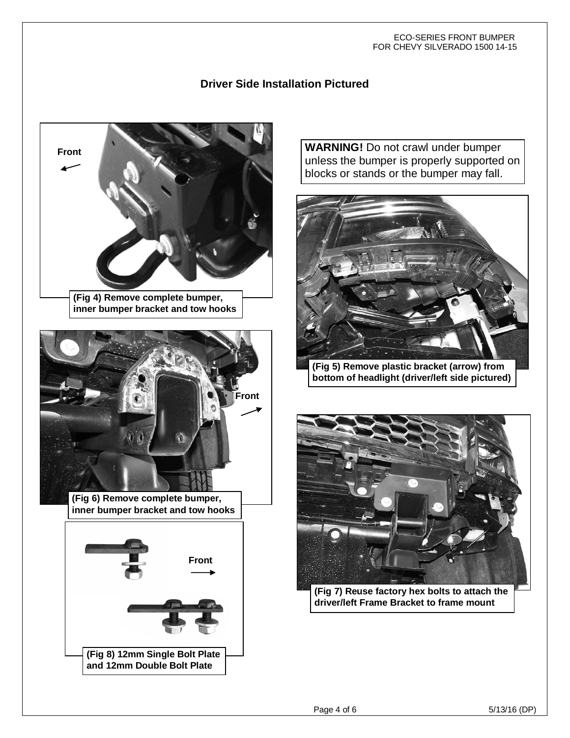## Driver Side Installation Pictured

Front

(Fig 4) Remove complete bumper, inner bumper bracket and tow hooks

**WARNING!** Do not crawl under bumper unless the bumper is properly supported on blocks or stands or the bumper may fall.

(Fig 5) Remove plastic bracket (arrow) from bottom of headlight (driver/left side pictured)

Front

(Fig 6) Remove complete bumper, inner bumper bracket and tow hooks

(Fig 7) Reuse factory hex bolts to attach the driver/left Frame Bracket to frame mount

Front

(Fig 8) 12mm Single Bolt Plate and 12mm Double Bolt Plate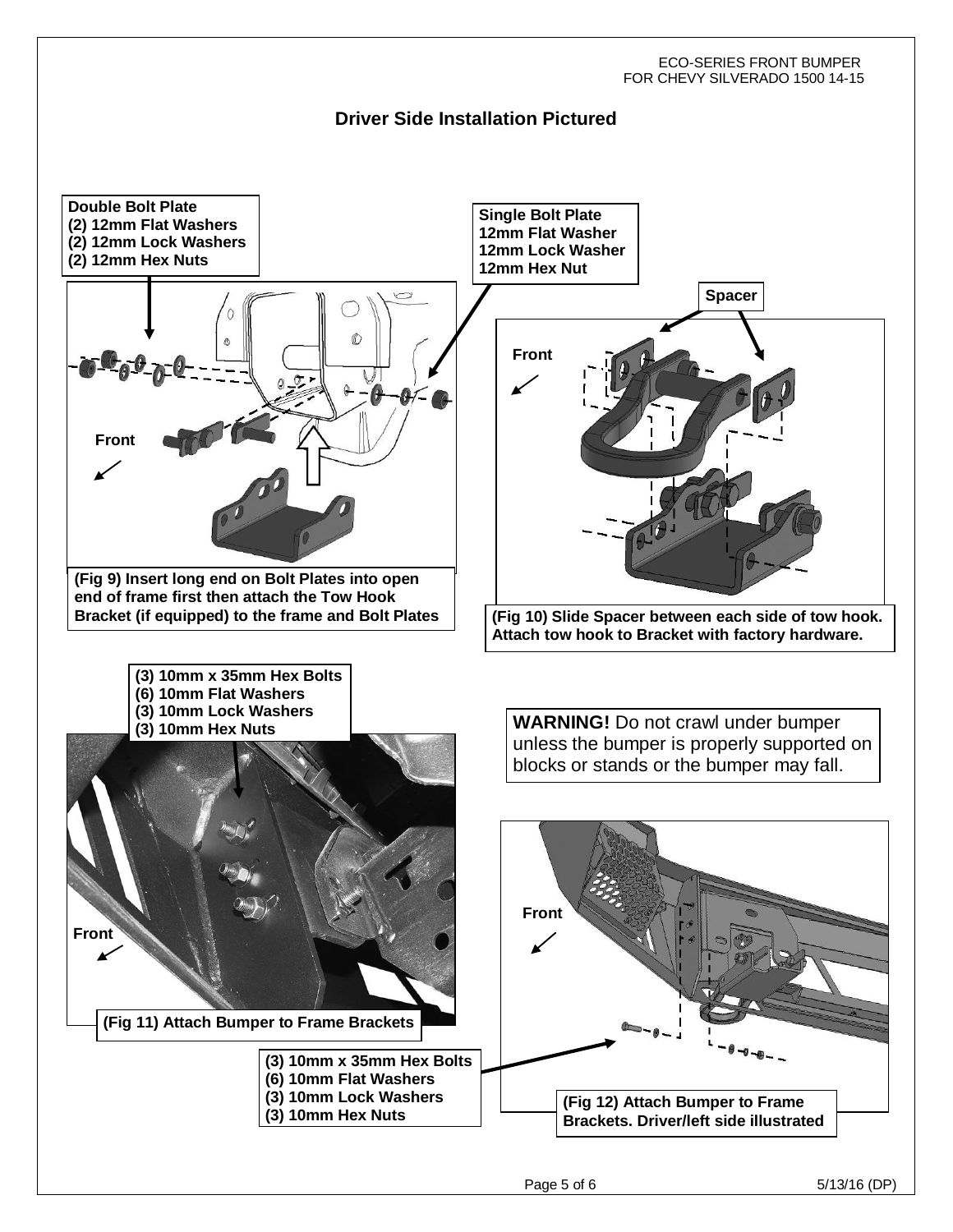## Driver Side Installation Pictured

**Double Bolt Plate**
**(2) 12mm Flat Washers**
**(2) 12mm Lock Washers**
**(2) 12mm Hex Nuts**

**Single Bolt Plate**
**12mm Flat Washer**
**12mm Lock Washer**
**12mm Hex Nut**

**Spacer**

Front

**(Fig 9) Insert long end on Bolt Plates into open end of frame first then attach the Tow Hook Bracket (if equipped) to the frame and Bolt Plates**

**(Fig 10) Slide Spacer between each side of tow hook. Attach tow hook to Bracket with factory hardware.**

**(3) 10mm x 35mm Hex Bolts**
**(6) 10mm Flat Washers**
**(3) 10mm Lock Washers**
**(3) 10mm Hex Nuts**

**WARNING!** Do not crawl under bumper unless the bumper is properly supported on blocks or stands or the bumper may fall.

**(Fig 11) Attach Bumper to Frame Brackets**

**(3) 10mm x 35mm Hex Bolts**
**(6) 10mm Flat Washers**
**(3) 10mm Lock Washers**
**(3) 10mm Hex Nuts**

**(Fig 12) Attach Bumper to Frame Brackets. Driver/left side illustrated**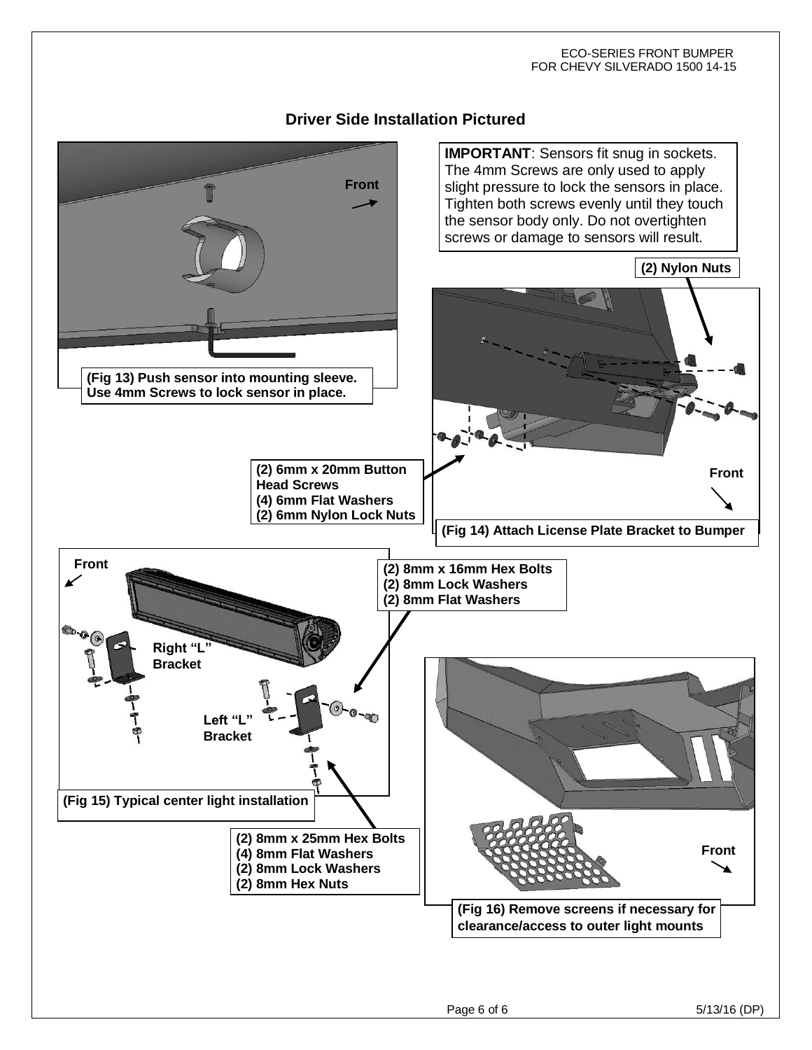## Driver Side Installation Pictured

Front

(Fig 13) Push sensor into mounting sleeve. Use 4mm Screws to lock sensor in place.

**IMPORTANT**: Sensors fit snug in sockets. The 4mm Screws are only used to apply slight pressure to lock the sensors in place. Tighten both screws evenly until they touch the sensor body only. Do not overtighten screws or damage to sensors will result.

(2) Nylon Nuts

(2) 6mm x 20mm Button Head Screws
(4) 6mm Flat Washers
(2) 6mm Nylon Lock Nuts

Front

(Fig 14) Attach License Plate Bracket to Bumper

Front

(2) 8mm x 16mm Hex Bolts
(2) 8mm Lock Washers
(2) 8mm Flat Washers

Right "L" Bracket

Left "L" Bracket

(Fig 15) Typical center light installation

(2) 8mm x 25mm Hex Bolts
(4) 8mm Flat Washers
(2) 8mm Lock Washers
(2) 8mm Hex Nuts

Front

(Fig 16) Remove screens if necessary for clearance/access to outer light mounts

5/13/16 (DP)